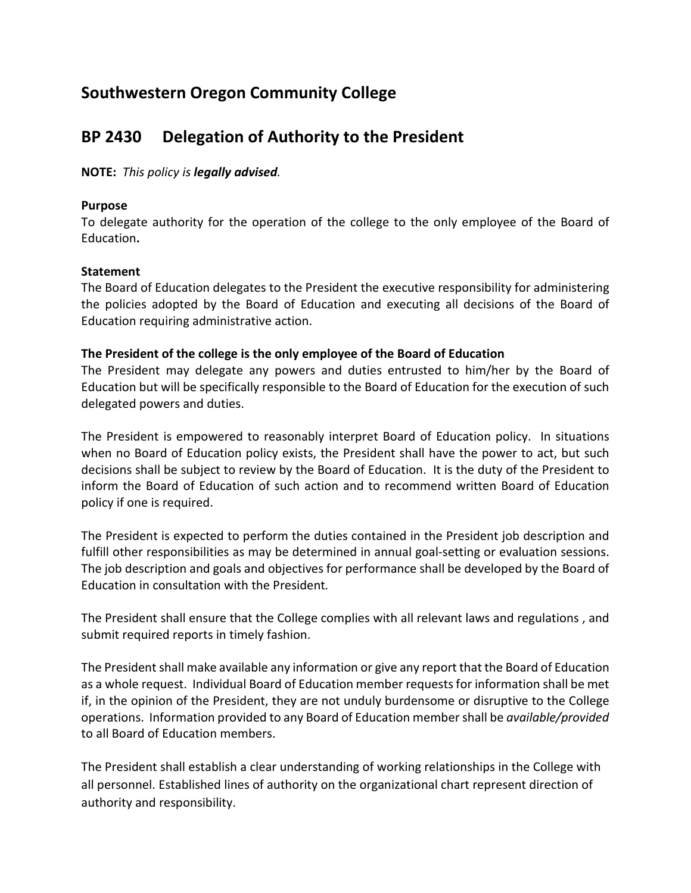## Southwestern Oregon Community College

## BP 2430 Delegation of Authority to the President

**NOTE:** *This policy is **legally advised**.*

**Purpose**
To delegate authority for the operation of the college to the only employee of the Board of Education**.**

**Statement**
The Board of Education delegates to the President the executive responsibility for administering the policies adopted by the Board of Education and executing all decisions of the Board of Education requiring administrative action.

**The President of the college is the only employee of the Board of Education**
The President may delegate any powers and duties entrusted to him/her by the Board of Education but will be specifically responsible to the Board of Education for the execution of such delegated powers and duties.

The President is empowered to reasonably interpret Board of Education policy. In situations when no Board of Education policy exists, the President shall have the power to act, but such decisions shall be subject to review by the Board of Education. It is the duty of the President to inform the Board of Education of such action and to recommend written Board of Education policy if one is required.

The President is expected to perform the duties contained in the President job description and fulfill other responsibilities as may be determined in annual goal-setting or evaluation sessions. The job description and goals and objectives for performance shall be developed by the Board of Education in consultation with the President*.*

The President shall ensure that the College complies with all relevant laws and regulations , and submit required reports in timely fashion.

The President shall make available any information or give any report that the Board of Education as a whole request. Individual Board of Education member requests for information shall be met if, in the opinion of the President, they are not unduly burdensome or disruptive to the College operations. Information provided to any Board of Education member shall be *available/provided* to all Board of Education members.

The President shall establish a clear understanding of working relationships in the College with all personnel. Established lines of authority on the organizational chart represent direction of authority and responsibility.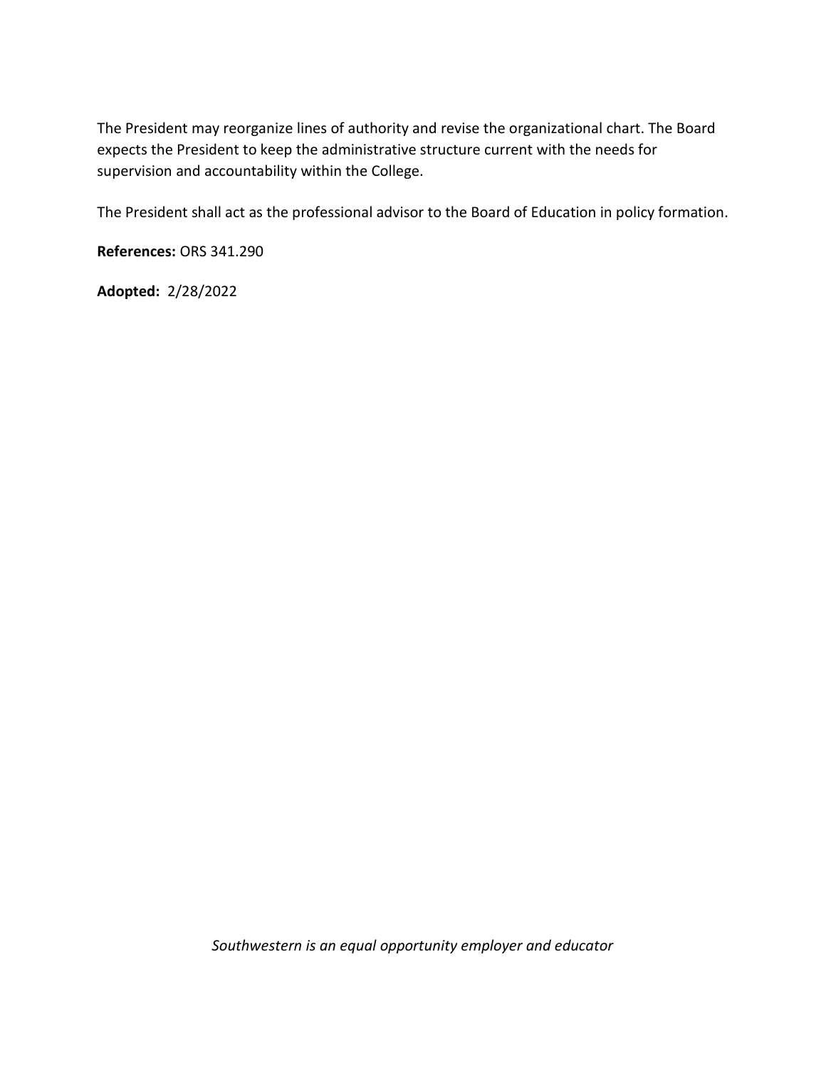The President may reorganize lines of authority and revise the organizational chart. The Board expects the President to keep the administrative structure current with the needs for supervision and accountability within the College.

The President shall act as the professional advisor to the Board of Education in policy formation.

**References:** ORS 341.290

**Adopted:** 2/28/2022

*Southwestern is an equal opportunity employer and educator*